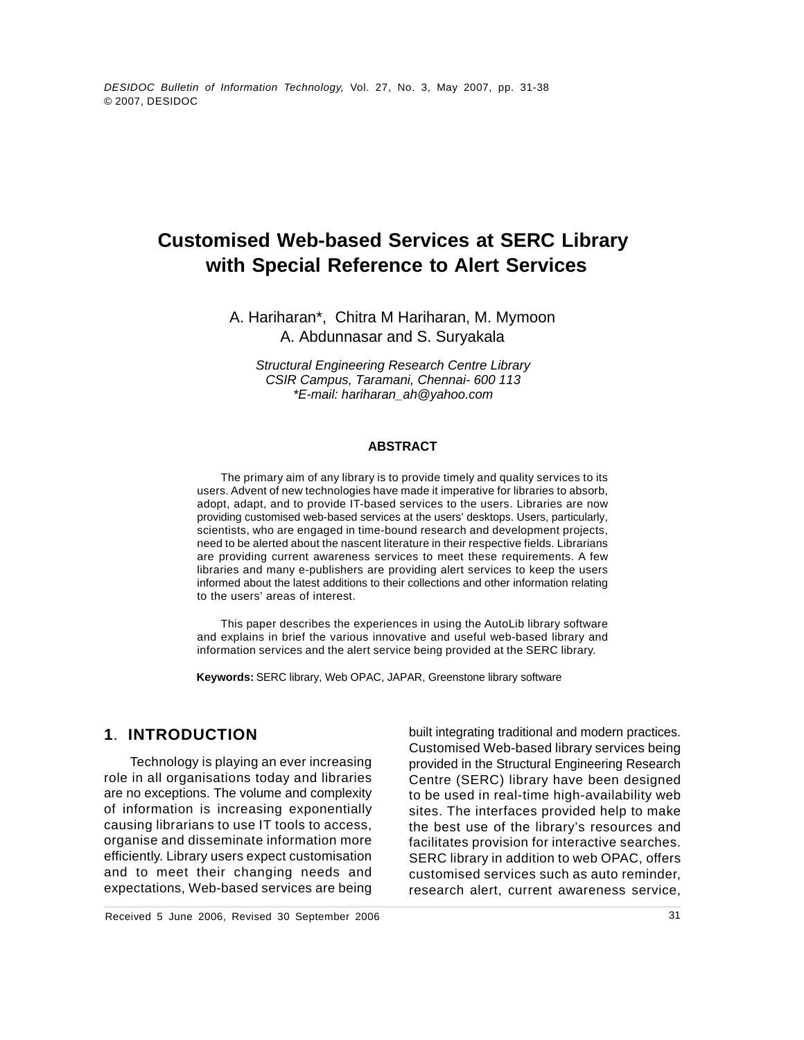# Customised Web-based Services at SERC Library with Special Reference to Alert Services

A. Hariharan*, Chitra M Hariharan, M. Mymoon
A. Abdunnasar and S. Suryakala

*Structural Engineering Research Centre Library*
*CSIR Campus, Taramani, Chennai- 600 113*
*\*E-mail: hariharan_ah@yahoo.com*

## ABSTRACT

The primary aim of any library is to provide timely and quality services to its users. Advent of new technologies have made it imperative for libraries to absorb, adopt, adapt, and to provide IT-based services to the users. Libraries are now providing customised web-based services at the users' desktops. Users, particularly, scientists, who are engaged in time-bound research and development projects, need to be alerted about the nascent literature in their respective fields. Librarians are providing current awareness services to meet these requirements. A few libraries and many e-publishers are providing alert services to keep the users informed about the latest additions to their collections and other information relating to the users' areas of interest.

This paper describes the experiences in using the AutoLib library software and explains in brief the various innovative and useful web-based library and information services and the alert service being provided at the SERC library.

**Keywords:** SERC library, Web OPAC, JAPAR, Greenstone library software

## 1. INTRODUCTION

Technology is playing an ever increasing role in all organisations today and libraries are no exceptions. The volume and complexity of information is increasing exponentially causing librarians to use IT tools to access, organise and disseminate information more efficiently. Library users expect customisation and to meet their changing needs and expectations, Web-based services are being built integrating traditional and modern practices. Customised Web-based library services being provided in the Structural Engineering Research Centre (SERC) library have been designed to be used in real-time high-availability web sites. The interfaces provided help to make the best use of the library's resources and facilitates provision for interactive searches. SERC library in addition to web OPAC, offers customised services such as auto reminder, research alert, current awareness service,

Received 5 June 2006, Revised 30 September 2006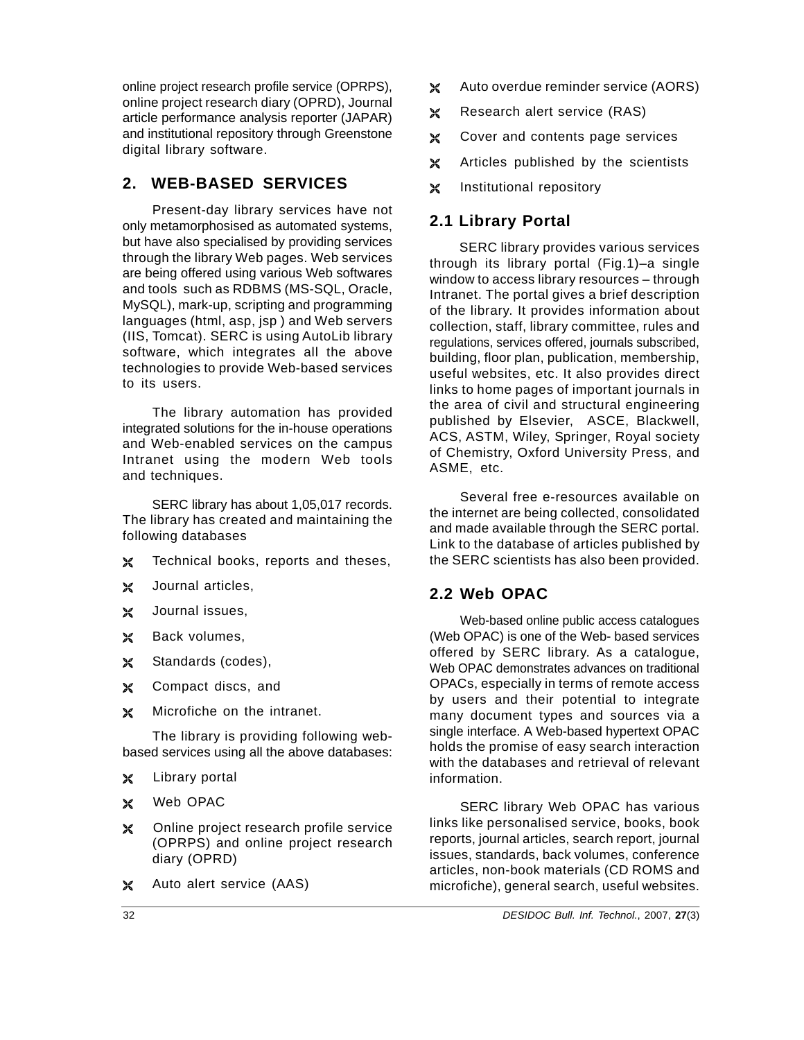online project research profile service (OPRPS), online project research diary (OPRD), Journal article performance analysis reporter (JAPAR) and institutional repository through Greenstone digital library software.

## 2. WEB-BASED SERVICES

Present-day library services have not only metamorphosised as automated systems, but have also specialised by providing services through the library Web pages. Web services are being offered using various Web softwares and tools such as RDBMS (MS-SQL, Oracle, MySQL), mark-up, scripting and programming languages (html, asp, jsp ) and Web servers (IIS, Tomcat). SERC is using AutoLib library software, which integrates all the above technologies to provide Web-based services to its users.

The library automation has provided integrated solutions for the in-house operations and Web-enabled services on the campus Intranet using the modern Web tools and techniques.

SERC library has about 1,05,017 records. The library has created and maintaining the following databases

- Technical books, reports and theses,
- Journal articles,
- Journal issues,
- Back volumes,
- Standards (codes),
- Compact discs, and
- Microfiche on the intranet.

The library is providing following web-based services using all the above databases:

- Library portal
- Web OPAC
- Online project research profile service (OPRPS) and online project research diary (OPRD)
- Auto alert service (AAS)
- Auto overdue reminder service (AORS)
- Research alert service (RAS)
- Cover and contents page services
- Articles published by the scientists
- Institutional repository

### 2.1 Library Portal

SERC library provides various services through its library portal (Fig.1)–a single window to access library resources – through Intranet. The portal gives a brief description of the library. It provides information about collection, staff, library committee, rules and regulations, services offered, journals subscribed, building, floor plan, publication, membership, useful websites, etc. It also provides direct links to home pages of important journals in the area of civil and structural engineering published by Elsevier, ASCE, Blackwell, ACS, ASTM, Wiley, Springer, Royal society of Chemistry, Oxford University Press, and ASME, etc.

Several free e-resources available on the internet are being collected, consolidated and made available through the SERC portal. Link to the database of articles published by the SERC scientists has also been provided.

### 2.2 Web OPAC

Web-based online public access catalogues (Web OPAC) is one of the Web- based services offered by SERC library. As a catalogue, Web OPAC demonstrates advances on traditional OPACs, especially in terms of remote access by users and their potential to integrate many document types and sources via a single interface. A Web-based hypertext OPAC holds the promise of easy search interaction with the databases and retrieval of relevant information.

SERC library Web OPAC has various links like personalised service, books, book reports, journal articles, search report, journal issues, standards, back volumes, conference articles, non-book materials (CD ROMS and microfiche), general search, useful websites.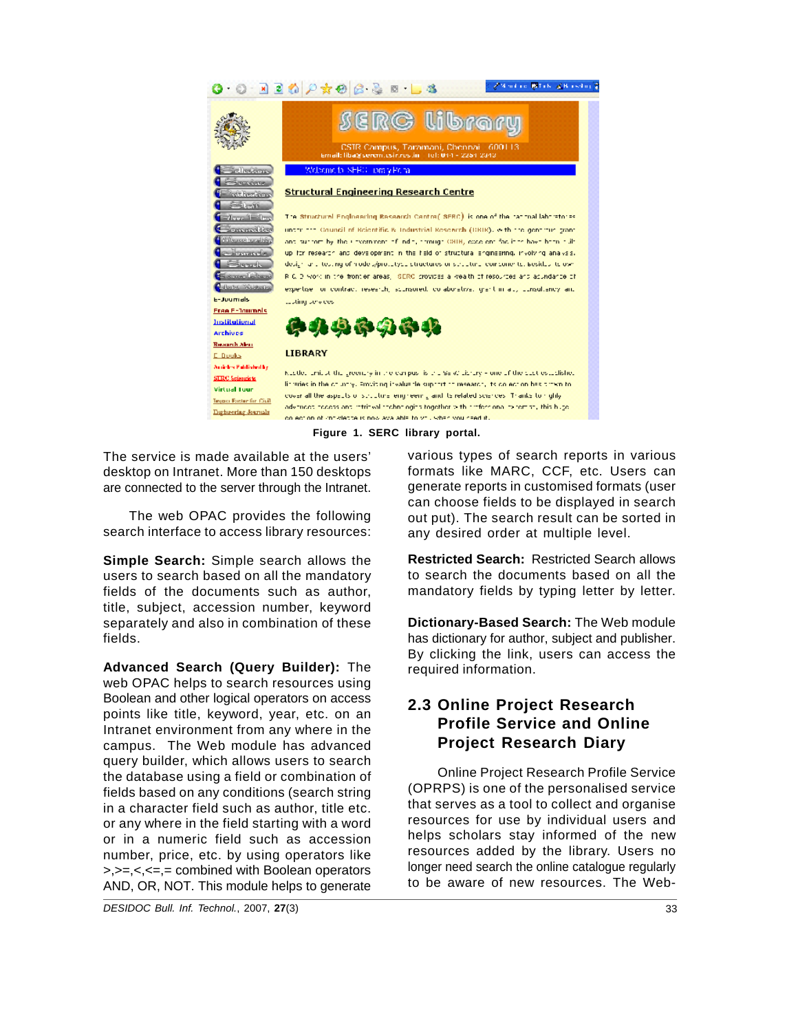Figure 1. SERC library portal.

The service is made available at the users' desktop on Intranet. More than 150 desktops are connected to the server through the Intranet.

The web OPAC provides the following search interface to access library resources:

**Simple Search:** Simple search allows the users to search based on all the mandatory fields of the documents such as author, title, subject, accession number, keyword separately and also in combination of these fields.

**Advanced Search (Query Builder):** The web OPAC helps to search resources using Boolean and other logical operators on access points like title, keyword, year, etc. on an Intranet environment from any where in the campus. The Web module has advanced query builder, which allows users to search the database using a field or combination of fields based on any conditions (search string in a character field such as author, title etc. or any where in the field starting with a word or in a numeric field such as accession number, price, etc. by using operators like >,>=,<,<=,= combined with Boolean operators AND, OR, NOT. This module helps to generate various types of search reports in various formats like MARC, CCF, etc. Users can generate reports in customised formats (user can choose fields to be displayed in search out put). The search result can be sorted in any desired order at multiple level.

**Restricted Search:** Restricted Search allows to search the documents based on all the mandatory fields by typing letter by letter.

**Dictionary-Based Search:** The Web module has dictionary for author, subject and publisher. By clicking the link, users can access the required information.

## 2.3 Online Project Research Profile Service and Online Project Research Diary

Online Project Research Profile Service (OPRPS) is one of the personalised service that serves as a tool to collect and organise resources for use by individual users and helps scholars stay informed of the new resources added by the library. Users no longer need search the online catalogue regularly to be aware of new resources. The Web-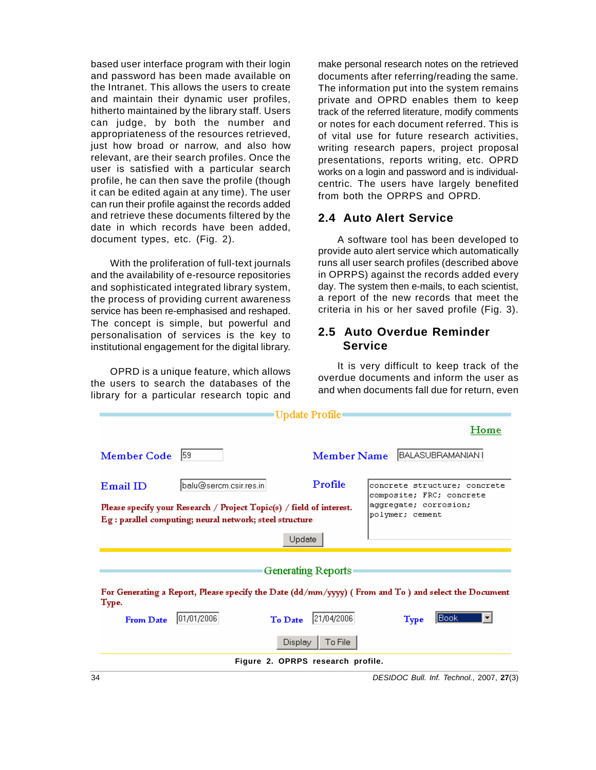based user interface program with their login and password has been made available on the Intranet. This allows the users to create and maintain their dynamic user profiles, hitherto maintained by the library staff. Users can judge, by both the number and appropriateness of the resources retrieved, just how broad or narrow, and also how relevant, are their search profiles. Once the user is satisfied with a particular search profile, he can then save the profile (though it can be edited again at any time). The user can run their profile against the records added and retrieve these documents filtered by the date in which records have been added, document types, etc. (Fig. 2).

With the proliferation of full-text journals and the availability of e-resource repositories and sophisticated integrated library system, the process of providing current awareness service has been re-emphasised and reshaped. The concept is simple, but powerful and personalisation of services is the key to institutional engagement for the digital library.

OPRD is a unique feature, which allows the users to search the databases of the library for a particular research topic and make personal research notes on the retrieved documents after referring/reading the same. The information put into the system remains private and OPRD enables them to keep track of the referred literature, modify comments or notes for each document referred. This is of vital use for future research activities, writing research papers, project proposal presentations, reports writing, etc. OPRD works on a login and password and is individual-centric. The users have largely benefited from both the OPRPS and OPRD.

## 2.4 Auto Alert Service

A software tool has been developed to provide auto alert service which automatically runs all user search profiles (described above in OPRPS) against the records added every day. The system then e-mails, to each scientist, a report of the new records that meet the criteria in his or her saved profile (Fig. 3).

## 2.5 Auto Overdue Reminder Service

It is very difficult to keep track of the overdue documents and inform the user as and when documents fall due for return, even

Update Profile

Home

Member Code: 59

Member Name: BALASUBRAMANIAN I

Email ID: balu@sercm.csir.res.in

Profile: concrete structure; concrete composite; FRC; concrete aggregate; corrosion; polymer; cement

Please specify your Research / Project Topic(s) / field of interest.
Eg : parallel computing; neural network; steel structure

Update

Generating Reports

For Generating a Report, Please specify the Date (dd/mm/yyyy) ( From and To ) and select the Document Type.

From Date: 01/01/2006 To Date: 21/04/2006 Type: Book

Display | To File

**Figure 2. OPRPS research profile.**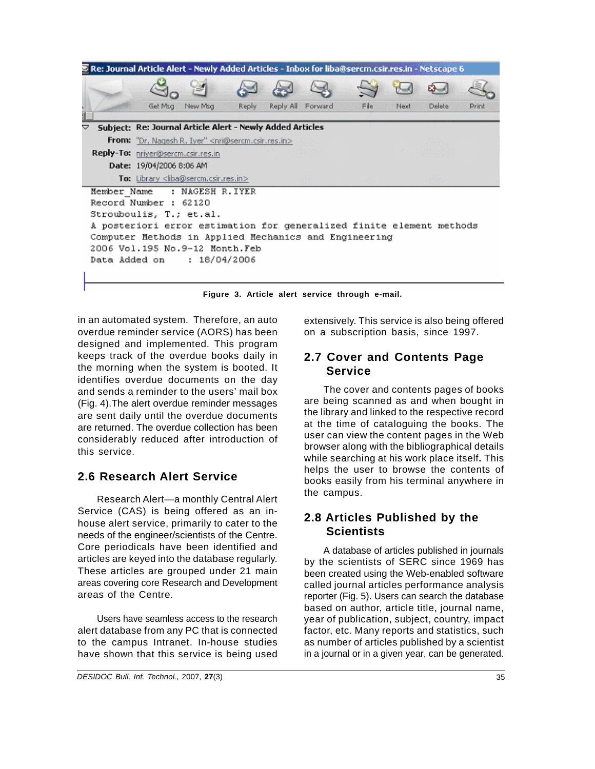Figure 3. Article alert service through e-mail.

in an automated system. Therefore, an auto overdue reminder service (AORS) has been designed and implemented. This program keeps track of the overdue books daily in the morning when the system is booted. It identifies overdue documents on the day and sends a reminder to the users' mail box (Fig. 4).The alert overdue reminder messages are sent daily until the overdue documents are returned. The overdue collection has been considerably reduced after introduction of this service.

## 2.6 Research Alert Service

Research Alert—a monthly Central Alert Service (CAS) is being offered as an in-house alert service, primarily to cater to the needs of the engineer/scientists of the Centre. Core periodicals have been identified and articles are keyed into the database regularly. These articles are grouped under 21 main areas covering core Research and Development areas of the Centre.

Users have seamless access to the research alert database from any PC that is connected to the campus Intranet. In-house studies have shown that this service is being used extensively. This service is also being offered on a subscription basis, since 1997.

## 2.7 Cover and Contents Page Service

The cover and contents pages of books are being scanned as and when bought in the library and linked to the respective record at the time of cataloguing the books. The user can view the content pages in the Web browser along with the bibliographical details while searching at his work place itself. This helps the user to browse the contents of books easily from his terminal anywhere in the campus.

## 2.8 Articles Published by the Scientists

A database of articles published in journals by the scientists of SERC since 1969 has been created using the Web-enabled software called journal articles performance analysis reporter (Fig. 5). Users can search the database based on author, article title, journal name, year of publication, subject, country, impact factor, etc. Many reports and statistics, such as number of articles published by a scientist in a journal or in a given year, can be generated.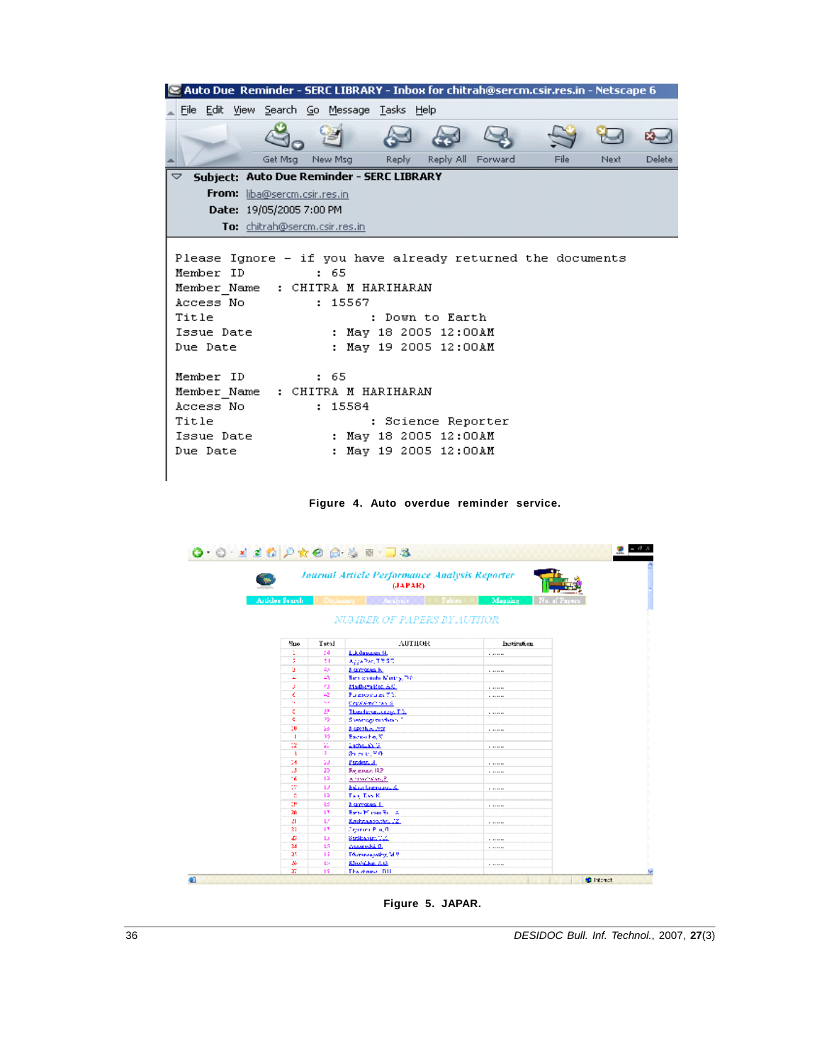Auto Due Reminder - SERC LIBRARY - Inbox for chitrah@sercm.csir.res.in - Netscape 6

**Subject:** Auto Due Reminder - SERC LIBRARY
**From:** liba@sercm.csir.res.in
**Date:** 19/05/2005 7:00 PM
**To:** chitrah@sercm.csir.res.in

```
Please Ignore - if you have already returned the documents
Member ID           : 65
Member_Name   : CHITRA M HARIHARAN
Access No           : 15567
Title                          : Down to Earth
Issue Date              : May 18 2005 12:00AM
Due Date                : May 19 2005 12:00AM

Member ID           : 65
Member_Name   : CHITRA M HARIHARAN
Access No           : 15584
Title                          : Science Reporter
Issue Date              : May 18 2005 12:00AM
Due Date                : May 19 2005 12:00AM
```

**Figure 4. Auto overdue reminder service.**

*Journal Article Performance Analysis Reporter* (JAPAR)

NUMBER OF PAPERS BY AUTHOR

**Figure 5. JAPAR.**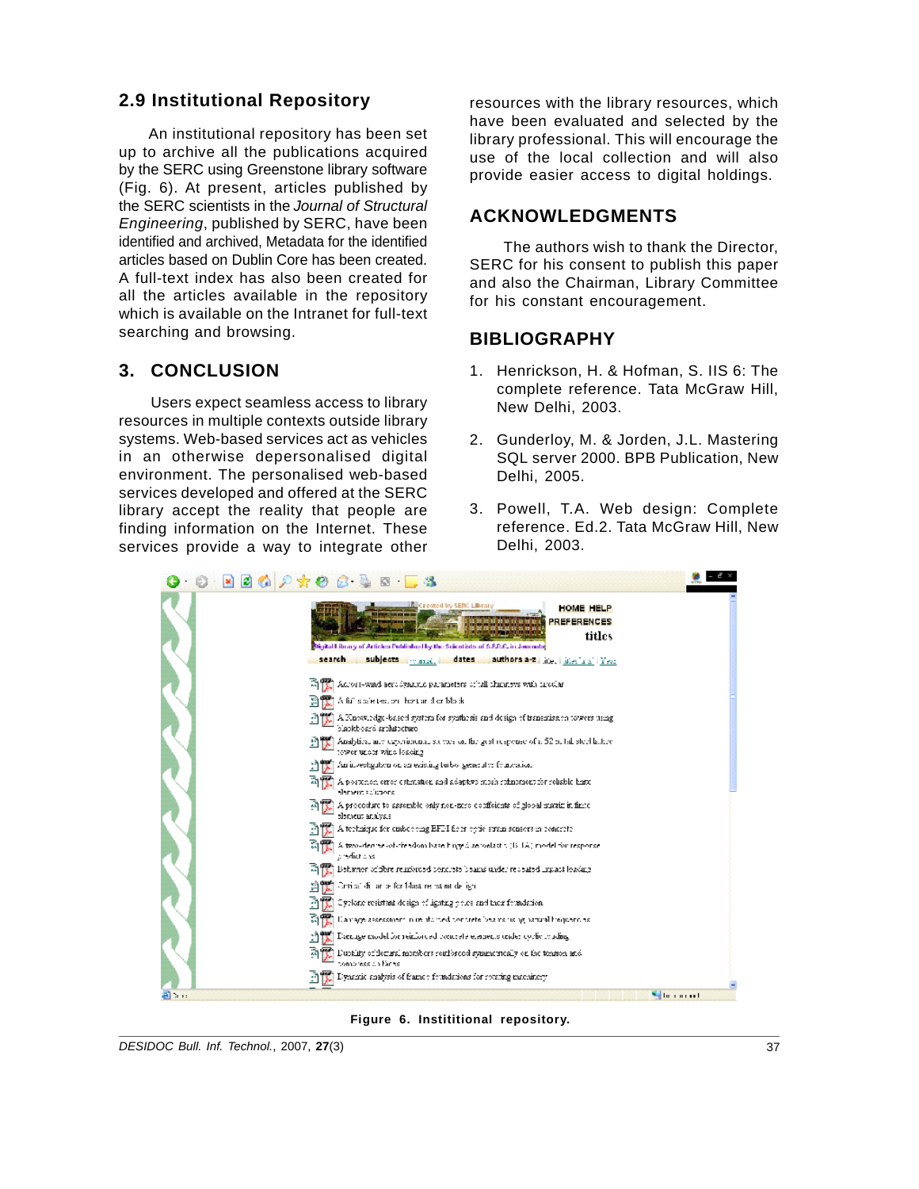## 2.9 Institutional Repository

An institutional repository has been set up to archive all the publications acquired by the SERC using Greenstone library software (Fig. 6). At present, articles published by the SERC scientists in the *Journal of Structural Engineering*, published by SERC, have been identified and archived, Metadata for the identified articles based on Dublin Core has been created. A full-text index has also been created for all the articles available in the repository which is available on the Intranet for full-text searching and browsing.

## 3. CONCLUSION

Users expect seamless access to library resources in multiple contexts outside library systems. Web-based services act as vehicles in an otherwise depersonalised digital environment. The personalised web-based services developed and offered at the SERC library accept the reality that people are finding information on the Internet. These services provide a way to integrate other resources with the library resources, which have been evaluated and selected by the library professional. This will encourage the use of the local collection and will also provide easier access to digital holdings.

## ACKNOWLEDGMENTS

The authors wish to thank the Director, SERC for his consent to publish this paper and also the Chairman, Library Committee for his constant encouragement.

## BIBLIOGRAPHY

1. Henrickson, H. & Hofman, S. IIS 6: The complete reference. Tata McGraw Hill, New Delhi, 2003.
2. Gunderloy, M. & Jorden, J.L. Mastering SQL server 2000. BPB Publication, New Delhi, 2005.
3. Powell, T.A. Web design: Complete reference. Ed.2. Tata McGraw Hill, New Delhi, 2003.

**Figure 6. Instititional repository.**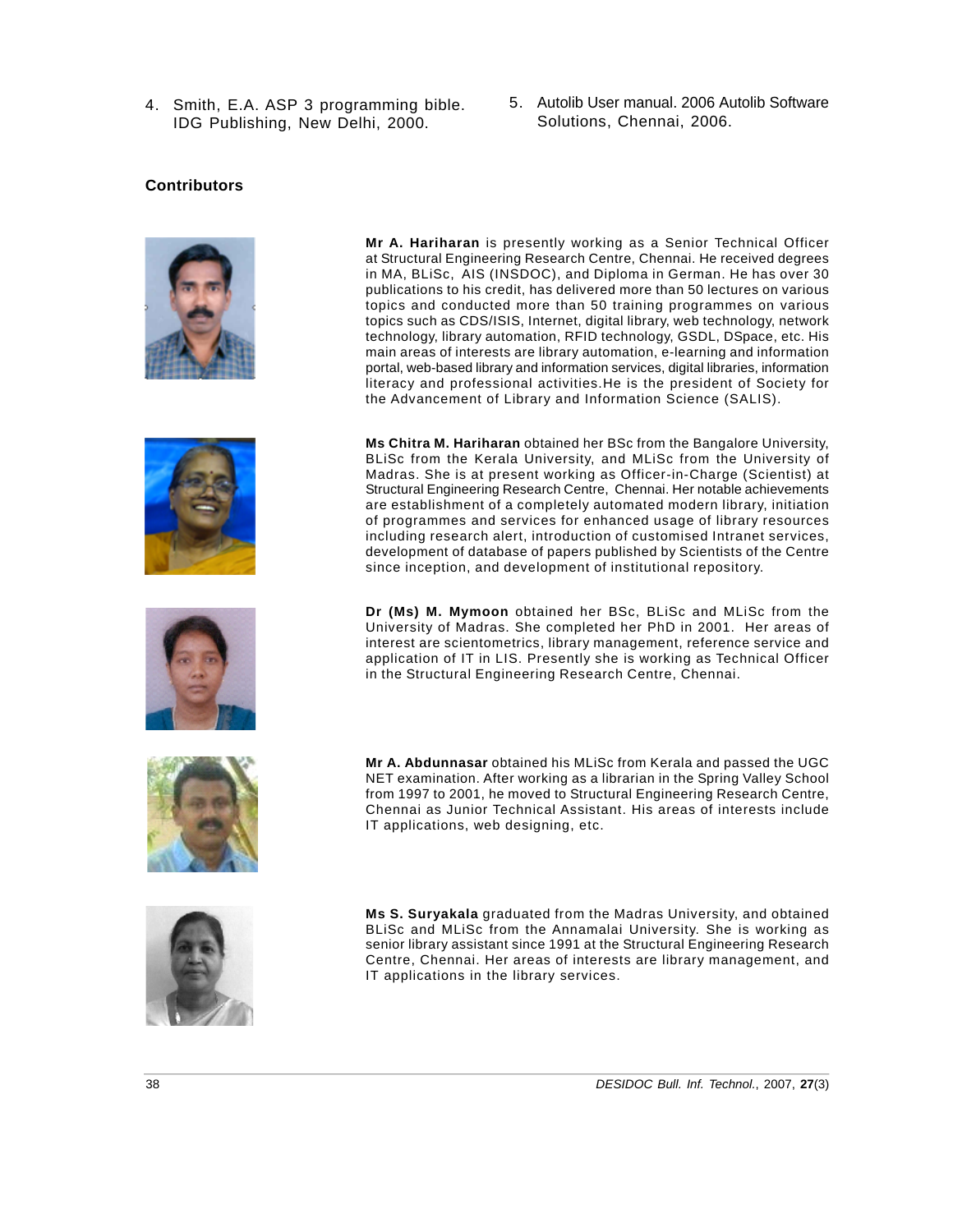4. Smith, E.A. ASP 3 programming bible. IDG Publishing, New Delhi, 2000.
5. Autolib User manual. 2006 Autolib Software Solutions, Chennai, 2006.

## Contributors

**Mr A. Hariharan** is presently working as a Senior Technical Officer at Structural Engineering Research Centre, Chennai. He received degrees in MA, BLiSc, AIS (INSDOC), and Diploma in German. He has over 30 publications to his credit, has delivered more than 50 lectures on various topics and conducted more than 50 training programmes on various topics such as CDS/ISIS, Internet, digital library, web technology, network technology, library automation, RFID technology, GSDL, DSpace, etc. His main areas of interests are library automation, e-learning and information portal, web-based library and information services, digital libraries, information literacy and professional activities.He is the president of Society for the Advancement of Library and Information Science (SALIS).

**Ms Chitra M. Hariharan** obtained her BSc from the Bangalore University, BLiSc from the Kerala University, and MLiSc from the University of Madras. She is at present working as Officer-in-Charge (Scientist) at Structural Engineering Research Centre, Chennai. Her notable achievements are establishment of a completely automated modern library, initiation of programmes and services for enhanced usage of library resources including research alert, introduction of customised Intranet services, development of database of papers published by Scientists of the Centre since inception, and development of institutional repository.

**Dr (Ms) M. Mymoon** obtained her BSc, BLiSc and MLiSc from the University of Madras. She completed her PhD in 2001. Her areas of interest are scientometrics, library management, reference service and application of IT in LIS. Presently she is working as Technical Officer in the Structural Engineering Research Centre, Chennai.

**Mr A. Abdunnasar** obtained his MLiSc from Kerala and passed the UGC NET examination. After working as a librarian in the Spring Valley School from 1997 to 2001, he moved to Structural Engineering Research Centre, Chennai as Junior Technical Assistant. His areas of interests include IT applications, web designing, etc.

**Ms S. Suryakala** graduated from the Madras University, and obtained BLiSc and MLiSc from the Annamalai University. She is working as senior library assistant since 1991 at the Structural Engineering Research Centre, Chennai. Her areas of interests are library management, and IT applications in the library services.